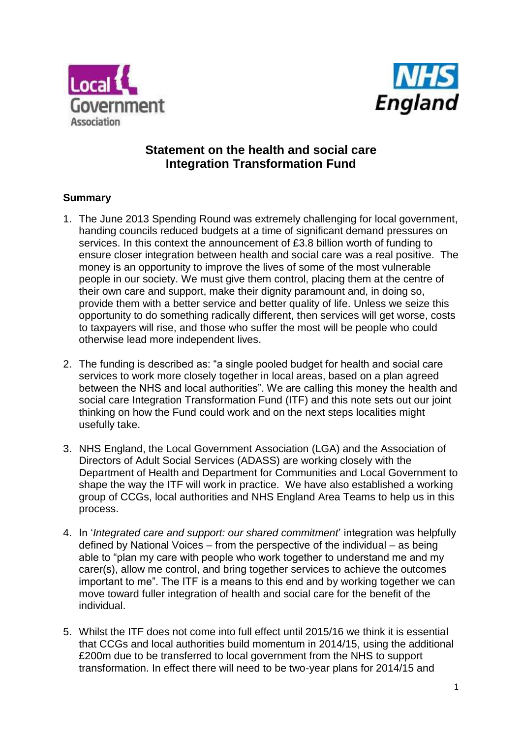# Statement on the health and social care Integration Transformation Fund

## Summary

1. The June 2013 Spending Round was extremely challenging for local government, handing councils reduced budgets at a time of significant demand pressures on services. In this context the announcement of £3.8 billion worth of funding to ensure closer integration between health and social care was a real positive. The money is an opportunity to improve the lives of some of the most vulnerable people in our society. We must give them control, placing them at the centre of their own care and support, make their dignity paramount and, in doing so, provide them with a better service and better quality of life. Unless we seize this opportunity to do something radically different, then services will get worse, costs to taxpayers will rise, and those who suffer the most will be people who could otherwise lead more independent lives.

2. The funding is described as: "a single pooled budget for health and social care services to work more closely together in local areas, based on a plan agreed between the NHS and local authorities". We are calling this money the health and social care Integration Transformation Fund (ITF) and this note sets out our joint thinking on how the Fund could work and on the next steps localities might usefully take.

3. NHS England, the Local Government Association (LGA) and the Association of Directors of Adult Social Services (ADASS) are working closely with the Department of Health and Department for Communities and Local Government to shape the way the ITF will work in practice. We have also established a working group of CCGs, local authorities and NHS England Area Teams to help us in this process.

4. In '*Integrated care and support: our shared commitment*' integration was helpfully defined by National Voices – from the perspective of the individual – as being able to "plan my care with people who work together to understand me and my carer(s), allow me control, and bring together services to achieve the outcomes important to me". The ITF is a means to this end and by working together we can move toward fuller integration of health and social care for the benefit of the individual.

5. Whilst the ITF does not come into full effect until 2015/16 we think it is essential that CCGs and local authorities build momentum in 2014/15, using the additional £200m due to be transferred to local government from the NHS to support transformation. In effect there will need to be two-year plans for 2014/15 and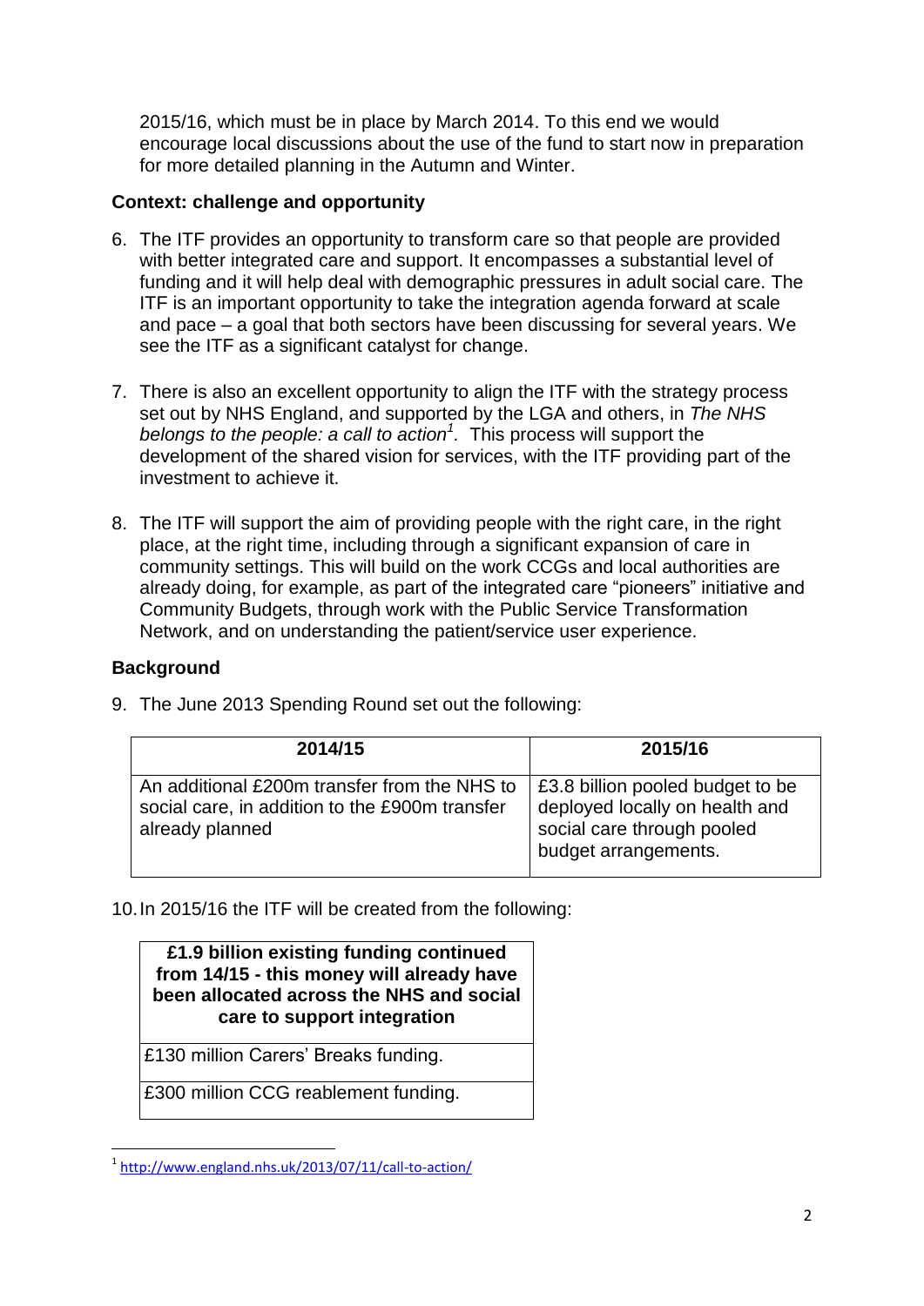2015/16, which must be in place by March 2014. To this end we would encourage local discussions about the use of the fund to start now in preparation for more detailed planning in the Autumn and Winter.

## Context: challenge and opportunity

6. The ITF provides an opportunity to transform care so that people are provided with better integrated care and support. It encompasses a substantial level of funding and it will help deal with demographic pressures in adult social care. The ITF is an important opportunity to take the integration agenda forward at scale and pace – a goal that both sectors have been discussing for several years. We see the ITF as a significant catalyst for change.

7. There is also an excellent opportunity to align the ITF with the strategy process set out by NHS England, and supported by the LGA and others, in *The NHS belongs to the people: a call to action*[1]. This process will support the development of the shared vision for services, with the ITF providing part of the investment to achieve it.

8. The ITF will support the aim of providing people with the right care, in the right place, at the right time, including through a significant expansion of care in community settings. This will build on the work CCGs and local authorities are already doing, for example, as part of the integrated care "pioneers" initiative and Community Budgets, through work with the Public Service Transformation Network, and on understanding the patient/service user experience.

## Background

9. The June 2013 Spending Round set out the following:

| 2014/15 | 2015/16 |
| --- | --- |
| An additional £200m transfer from the NHS to social care, in addition to the £900m transfer already planned | £3.8 billion pooled budget to be deployed locally on health and social care through pooled budget arrangements. |

10. In 2015/16 the ITF will be created from the following:

| £1.9 billion existing funding continued from 14/15 - this money will already have been allocated across the NHS and social care to support integration |
| --- |
| £130 million Carers' Breaks funding. |
| £300 million CCG reablement funding. |

[1] http://www.england.nhs.uk/2013/07/11/call-to-action/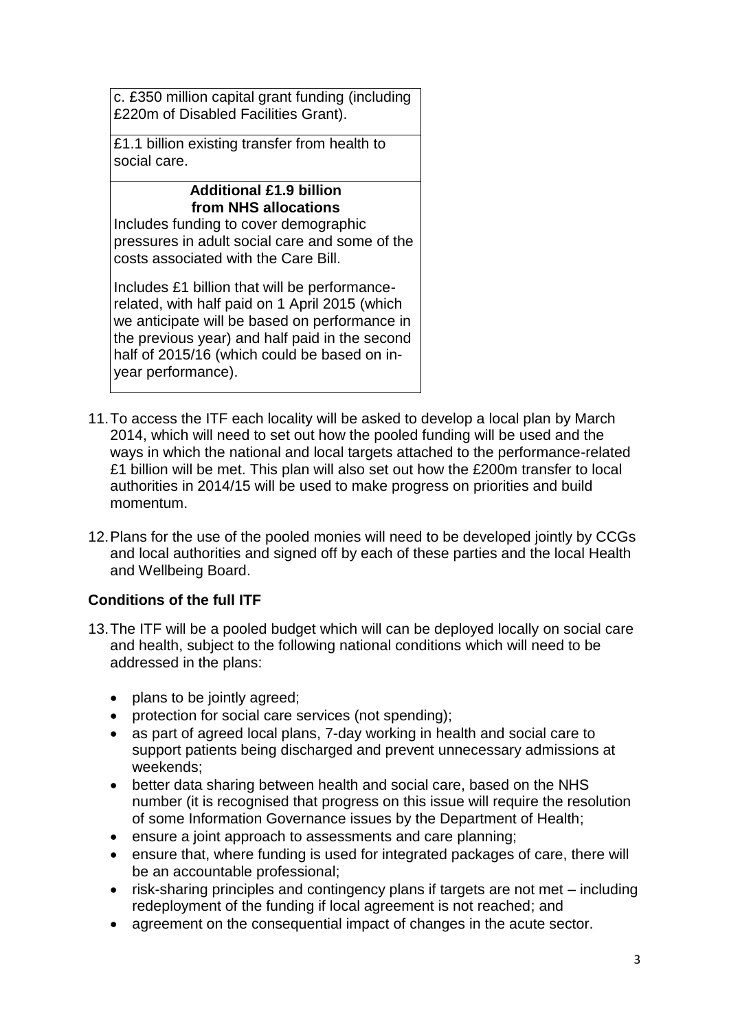| c. £350 million capital grant funding (including £220m of Disabled Facilities Grant). |
|---|
| £1.1 billion existing transfer from health to social care. |
| **Additional £1.9 billion from NHS allocations**<br>Includes funding to cover demographic pressures in adult social care and some of the costs associated with the Care Bill.<br><br>Includes £1 billion that will be performance-related, with half paid on 1 April 2015 (which we anticipate will be based on performance in the previous year) and half paid in the second half of 2015/16 (which could be based on in-year performance). |

11. To access the ITF each locality will be asked to develop a local plan by March 2014, which will need to set out how the pooled funding will be used and the ways in which the national and local targets attached to the performance-related £1 billion will be met. This plan will also set out how the £200m transfer to local authorities in 2014/15 will be used to make progress on priorities and build momentum.

12. Plans for the use of the pooled monies will need to be developed jointly by CCGs and local authorities and signed off by each of these parties and the local Health and Wellbeing Board.

**Conditions of the full ITF**

13. The ITF will be a pooled budget which will can be deployed locally on social care and health, subject to the following national conditions which will need to be addressed in the plans:

    - plans to be jointly agreed;
    - protection for social care services (not spending);
    - as part of agreed local plans, 7-day working in health and social care to support patients being discharged and prevent unnecessary admissions at weekends;
    - better data sharing between health and social care, based on the NHS number (it is recognised that progress on this issue will require the resolution of some Information Governance issues by the Department of Health;
    - ensure a joint approach to assessments and care planning;
    - ensure that, where funding is used for integrated packages of care, there will be an accountable professional;
    - risk-sharing principles and contingency plans if targets are not met – including redeployment of the funding if local agreement is not reached; and
    - agreement on the consequential impact of changes in the acute sector.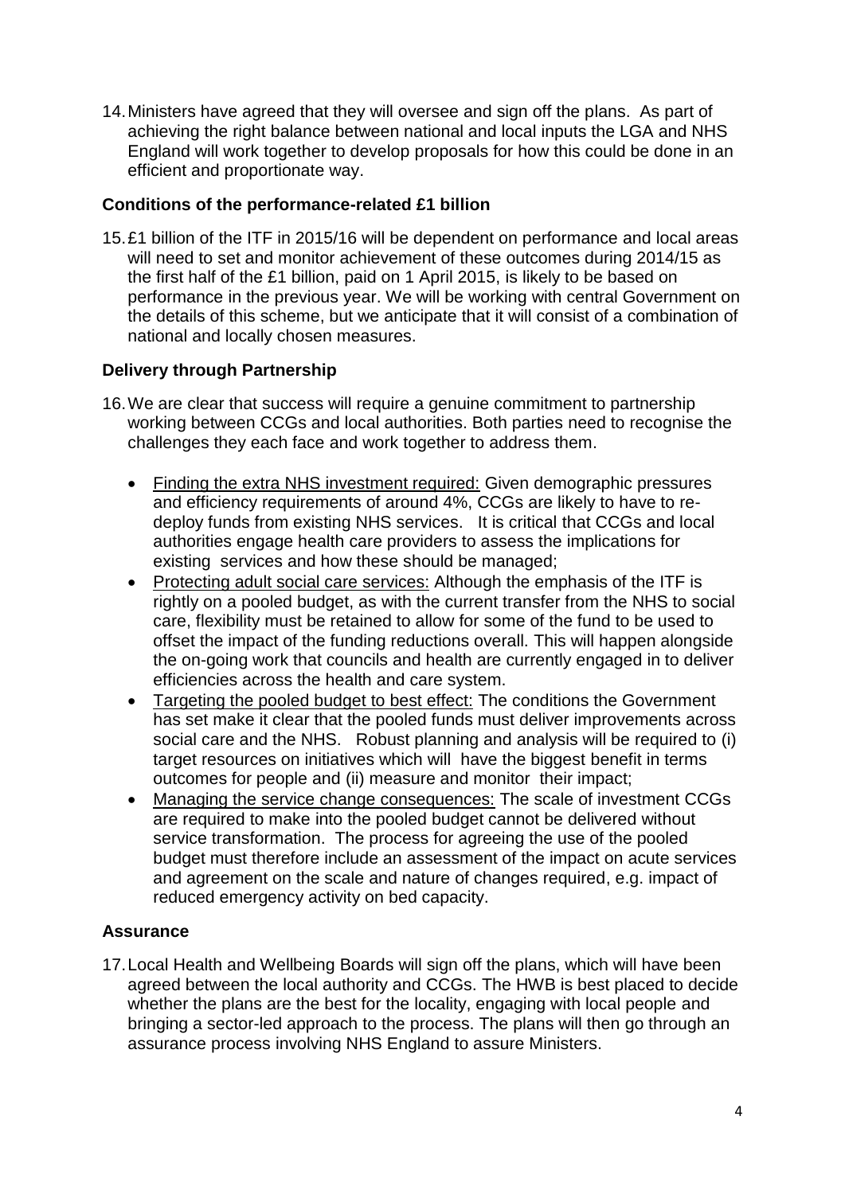14. Ministers have agreed that they will oversee and sign off the plans. As part of achieving the right balance between national and local inputs the LGA and NHS England will work together to develop proposals for how this could be done in an efficient and proportionate way.

### Conditions of the performance-related £1 billion

15. £1 billion of the ITF in 2015/16 will be dependent on performance and local areas will need to set and monitor achievement of these outcomes during 2014/15 as the first half of the £1 billion, paid on 1 April 2015, is likely to be based on performance in the previous year. We will be working with central Government on the details of this scheme, but we anticipate that it will consist of a combination of national and locally chosen measures.

### Delivery through Partnership

16. We are clear that success will require a genuine commitment to partnership working between CCGs and local authorities. Both parties need to recognise the challenges they each face and work together to address them.

    - Finding the extra NHS investment required: Given demographic pressures and efficiency requirements of around 4%, CCGs are likely to have to re-deploy funds from existing NHS services. It is critical that CCGs and local authorities engage health care providers to assess the implications for existing services and how these should be managed;
    - Protecting adult social care services: Although the emphasis of the ITF is rightly on a pooled budget, as with the current transfer from the NHS to social care, flexibility must be retained to allow for some of the fund to be used to offset the impact of the funding reductions overall. This will happen alongside the on-going work that councils and health are currently engaged in to deliver efficiencies across the health and care system.
    - Targeting the pooled budget to best effect: The conditions the Government has set make it clear that the pooled funds must deliver improvements across social care and the NHS. Robust planning and analysis will be required to (i) target resources on initiatives which will have the biggest benefit in terms outcomes for people and (ii) measure and monitor their impact;
    - Managing the service change consequences: The scale of investment CCGs are required to make into the pooled budget cannot be delivered without service transformation. The process for agreeing the use of the pooled budget must therefore include an assessment of the impact on acute services and agreement on the scale and nature of changes required, e.g. impact of reduced emergency activity on bed capacity.

### Assurance

17. Local Health and Wellbeing Boards will sign off the plans, which will have been agreed between the local authority and CCGs. The HWB is best placed to decide whether the plans are the best for the locality, engaging with local people and bringing a sector-led approach to the process. The plans will then go through an assurance process involving NHS England to assure Ministers.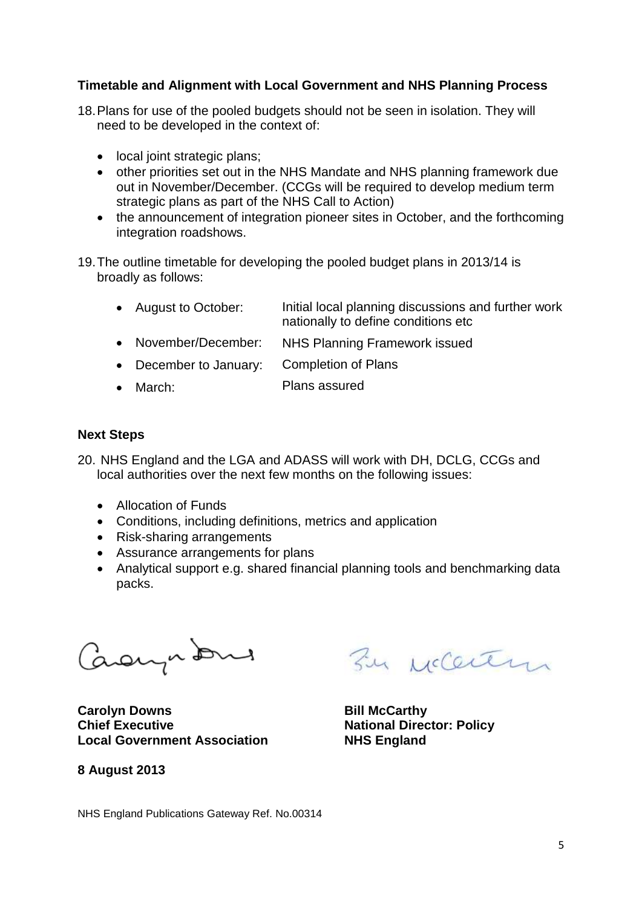### Timetable and Alignment with Local Government and NHS Planning Process

18. Plans for use of the pooled budgets should not be seen in isolation. They will need to be developed in the context of:

- local joint strategic plans;
- other priorities set out in the NHS Mandate and NHS planning framework due out in November/December. (CCGs will be required to develop medium term strategic plans as part of the NHS Call to Action)
- the announcement of integration pioneer sites in October, and the forthcoming integration roadshows.

19. The outline timetable for developing the pooled budget plans in 2013/14 is broadly as follows:

| | |
|---|---|
| • August to October: | Initial local planning discussions and further work nationally to define conditions etc |
| • November/December: | NHS Planning Framework issued |
| • December to January: | Completion of Plans |
| • March: | Plans assured |

### Next Steps

20. NHS England and the LGA and ADASS will work with DH, DCLG, CCGs and local authorities over the next few months on the following issues:

- Allocation of Funds
- Conditions, including definitions, metrics and application
- Risk-sharing arrangements
- Assurance arrangements for plans
- Analytical support e.g. shared financial planning tools and benchmarking data packs.

**Carolyn Downs**
**Chief Executive**
**Local Government Association**

**Bill McCarthy**
**National Director: Policy**
**NHS England**

**8 August 2013**

NHS England Publications Gateway Ref. No.00314